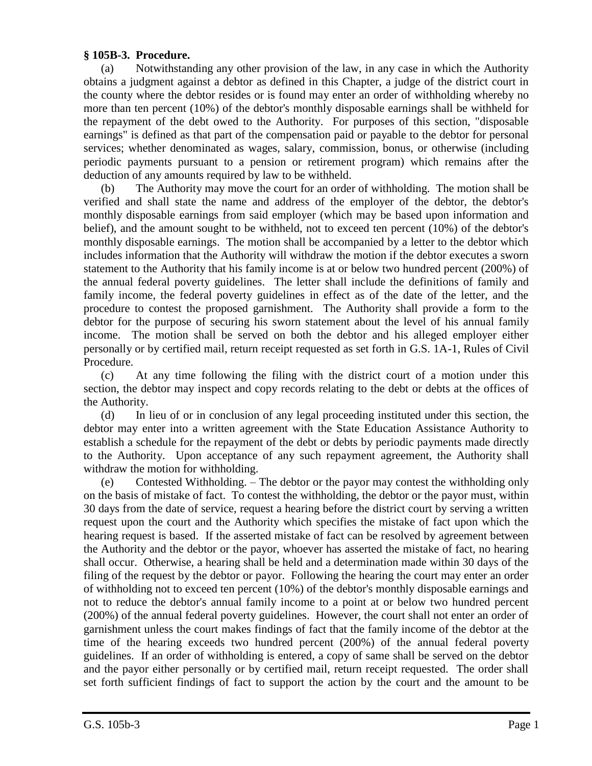**§ 105B-3. Procedure.**

(a) Notwithstanding any other provision of the law, in any case in which the Authority obtains a judgment against a debtor as defined in this Chapter, a judge of the district court in the county where the debtor resides or is found may enter an order of withholding whereby no more than ten percent (10%) of the debtor's monthly disposable earnings shall be withheld for the repayment of the debt owed to the Authority. For purposes of this section, "disposable earnings" is defined as that part of the compensation paid or payable to the debtor for personal services; whether denominated as wages, salary, commission, bonus, or otherwise (including periodic payments pursuant to a pension or retirement program) which remains after the deduction of any amounts required by law to be withheld.

(b) The Authority may move the court for an order of withholding. The motion shall be verified and shall state the name and address of the employer of the debtor, the debtor's monthly disposable earnings from said employer (which may be based upon information and belief), and the amount sought to be withheld, not to exceed ten percent (10%) of the debtor's monthly disposable earnings. The motion shall be accompanied by a letter to the debtor which includes information that the Authority will withdraw the motion if the debtor executes a sworn statement to the Authority that his family income is at or below two hundred percent (200%) of the annual federal poverty guidelines. The letter shall include the definitions of family and family income, the federal poverty guidelines in effect as of the date of the letter, and the procedure to contest the proposed garnishment. The Authority shall provide a form to the debtor for the purpose of securing his sworn statement about the level of his annual family income. The motion shall be served on both the debtor and his alleged employer either personally or by certified mail, return receipt requested as set forth in G.S. 1A-1, Rules of Civil Procedure.

(c) At any time following the filing with the district court of a motion under this section, the debtor may inspect and copy records relating to the debt or debts at the offices of the Authority.

(d) In lieu of or in conclusion of any legal proceeding instituted under this section, the debtor may enter into a written agreement with the State Education Assistance Authority to establish a schedule for the repayment of the debt or debts by periodic payments made directly to the Authority. Upon acceptance of any such repayment agreement, the Authority shall withdraw the motion for withholding.

(e) Contested Withholding. – The debtor or the payor may contest the withholding only on the basis of mistake of fact. To contest the withholding, the debtor or the payor must, within 30 days from the date of service, request a hearing before the district court by serving a written request upon the court and the Authority which specifies the mistake of fact upon which the hearing request is based. If the asserted mistake of fact can be resolved by agreement between the Authority and the debtor or the payor, whoever has asserted the mistake of fact, no hearing shall occur. Otherwise, a hearing shall be held and a determination made within 30 days of the filing of the request by the debtor or payor. Following the hearing the court may enter an order of withholding not to exceed ten percent (10%) of the debtor's monthly disposable earnings and not to reduce the debtor's annual family income to a point at or below two hundred percent (200%) of the annual federal poverty guidelines. However, the court shall not enter an order of garnishment unless the court makes findings of fact that the family income of the debtor at the time of the hearing exceeds two hundred percent (200%) of the annual federal poverty guidelines. If an order of withholding is entered, a copy of same shall be served on the debtor and the payor either personally or by certified mail, return receipt requested. The order shall set forth sufficient findings of fact to support the action by the court and the amount to be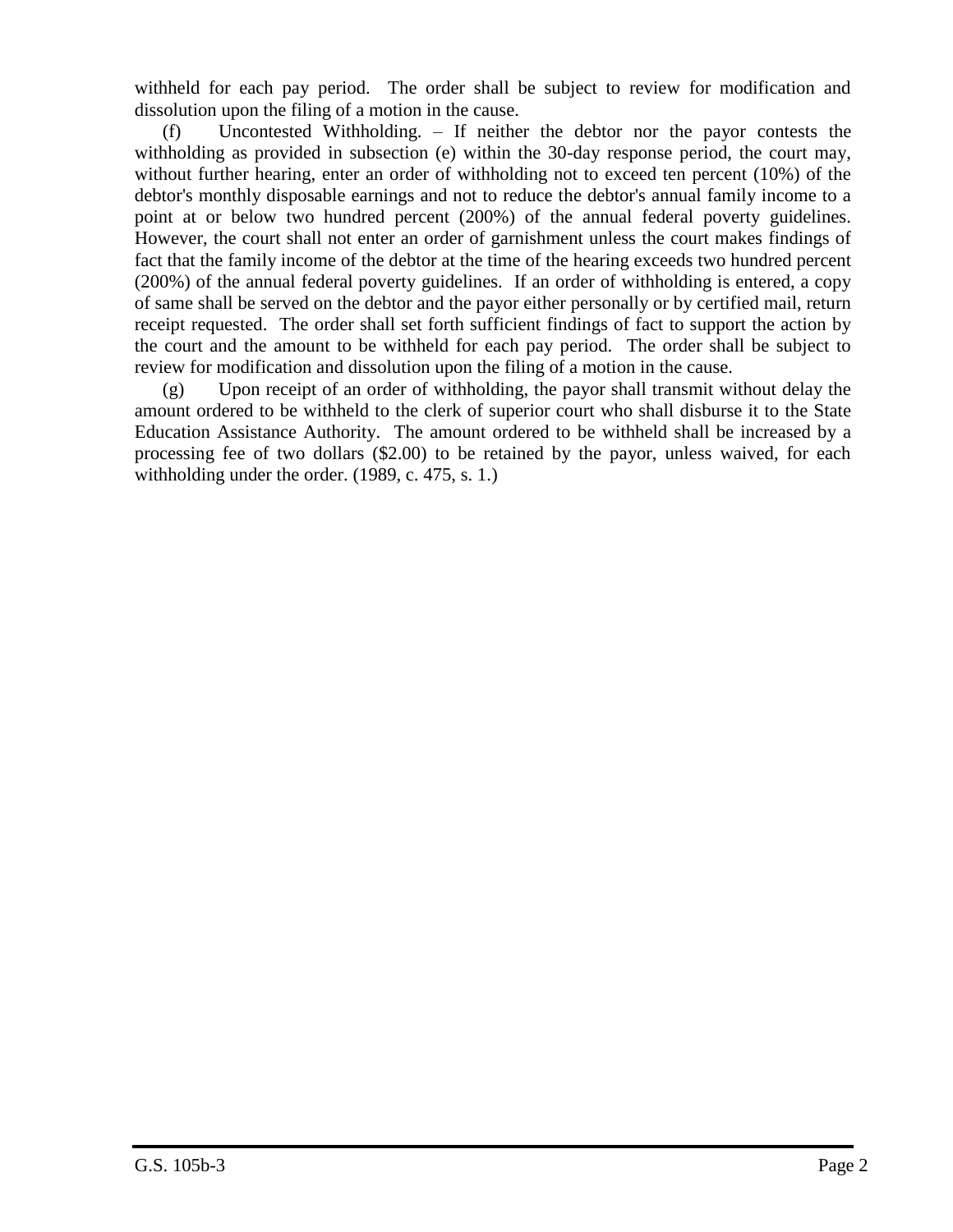withheld for each pay period. The order shall be subject to review for modification and dissolution upon the filing of a motion in the cause.

(f) Uncontested Withholding. – If neither the debtor nor the payor contests the withholding as provided in subsection (e) within the 30-day response period, the court may, without further hearing, enter an order of withholding not to exceed ten percent (10%) of the debtor's monthly disposable earnings and not to reduce the debtor's annual family income to a point at or below two hundred percent (200%) of the annual federal poverty guidelines. However, the court shall not enter an order of garnishment unless the court makes findings of fact that the family income of the debtor at the time of the hearing exceeds two hundred percent (200%) of the annual federal poverty guidelines. If an order of withholding is entered, a copy of same shall be served on the debtor and the payor either personally or by certified mail, return receipt requested. The order shall set forth sufficient findings of fact to support the action by the court and the amount to be withheld for each pay period. The order shall be subject to review for modification and dissolution upon the filing of a motion in the cause.

(g) Upon receipt of an order of withholding, the payor shall transmit without delay the amount ordered to be withheld to the clerk of superior court who shall disburse it to the State Education Assistance Authority. The amount ordered to be withheld shall be increased by a processing fee of two dollars ($2.00) to be retained by the payor, unless waived, for each withholding under the order. (1989, c. 475, s. 1.)